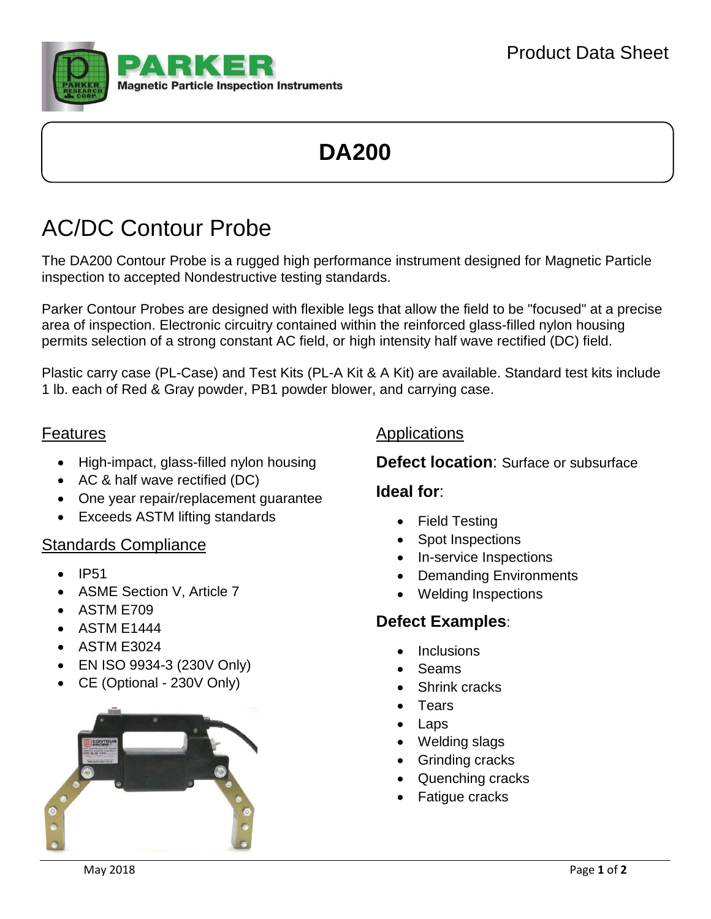PARKER

Magnetic Particle Inspection Instruments

Product Data Sheet

# DA200

## AC/DC Contour Probe

The DA200 Contour Probe is a rugged high performance instrument designed for Magnetic Particle inspection to accepted Nondestructive testing standards.

Parker Contour Probes are designed with flexible legs that allow the field to be "focused" at a precise area of inspection. Electronic circuitry contained within the reinforced glass-filled nylon housing permits selection of a strong constant AC field, or high intensity half wave rectified (DC) field.

Plastic carry case (PL-Case) and Test Kits (PL-A Kit & A Kit) are available. Standard test kits include 1 lb. each of Red & Gray powder, PB1 powder blower, and carrying case.

### Features

- High-impact, glass-filled nylon housing
- AC & half wave rectified (DC)
- One year repair/replacement guarantee
- Exceeds ASTM lifting standards

### Standards Compliance

- IP51
- ASME Section V, Article 7
- ASTM E709
- ASTM E1444
- ASTM E3024
- EN ISO 9934-3 (230V Only)
- CE (Optional - 230V Only)

### Applications

**Defect location**: Surface or subsurface

**Ideal for**:

- Field Testing
- Spot Inspections
- In-service Inspections
- Demanding Environments
- Welding Inspections

**Defect Examples**:

- Inclusions
- Seams
- Shrink cracks
- Tears
- Laps
- Welding slags
- Grinding cracks
- Quenching cracks
- Fatigue cracks

May 2018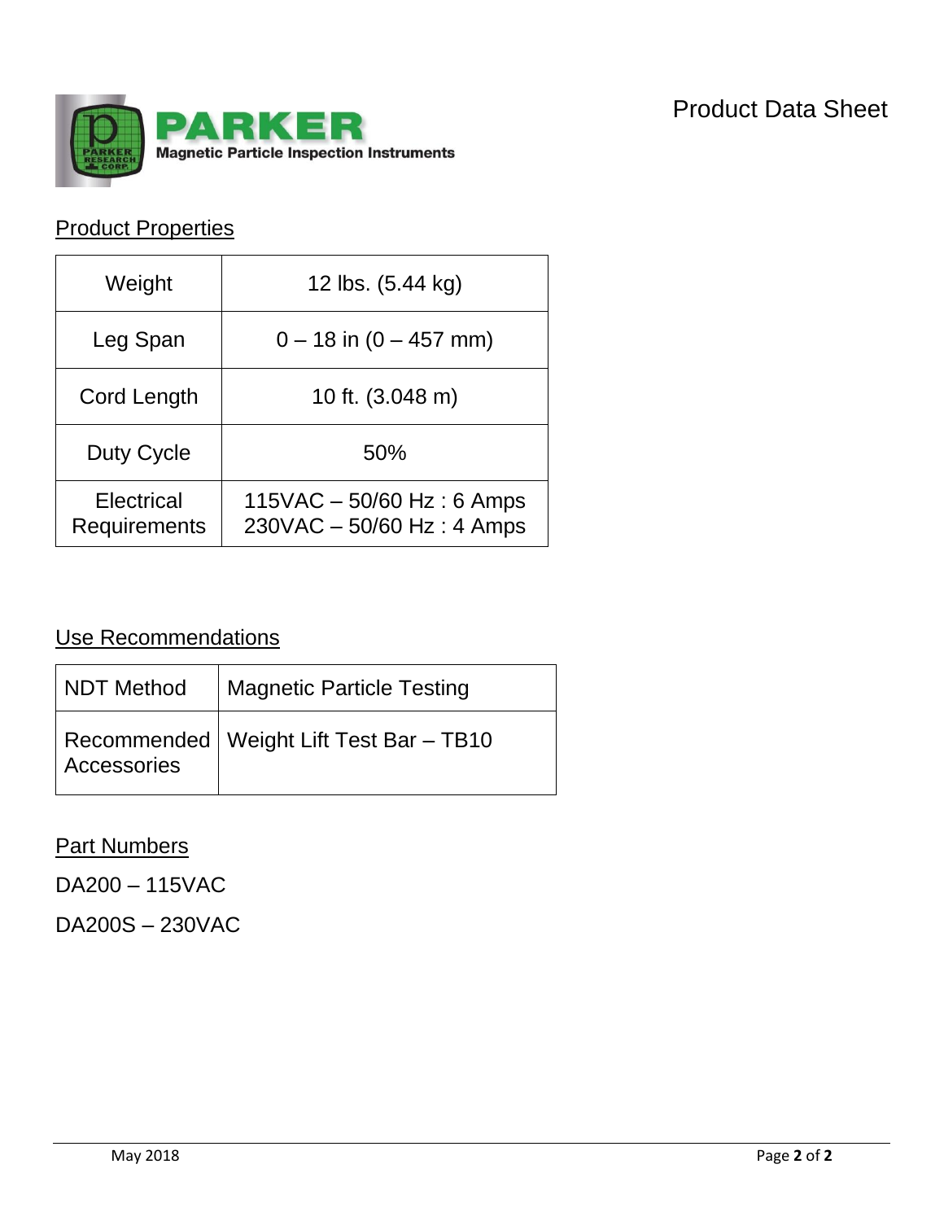PARKER
Magnetic Particle Inspection Instruments

Product Data Sheet

## Product Properties

| | |
|---|---|
| Weight | 12 lbs. (5.44 kg) |
| Leg Span | 0 – 18 in (0 – 457 mm) |
| Cord Length | 10 ft. (3.048 m) |
| Duty Cycle | 50% |
| Electrical Requirements | 115VAC – 50/60 Hz : 6 Amps<br>230VAC – 50/60 Hz : 4 Amps |

## Use Recommendations

| | |
|---|---|
| NDT Method | Magnetic Particle Testing |
| Recommended Accessories | Weight Lift Test Bar – TB10 |

## Part Numbers

DA200 – 115VAC

DA200S – 230VAC

May 2018